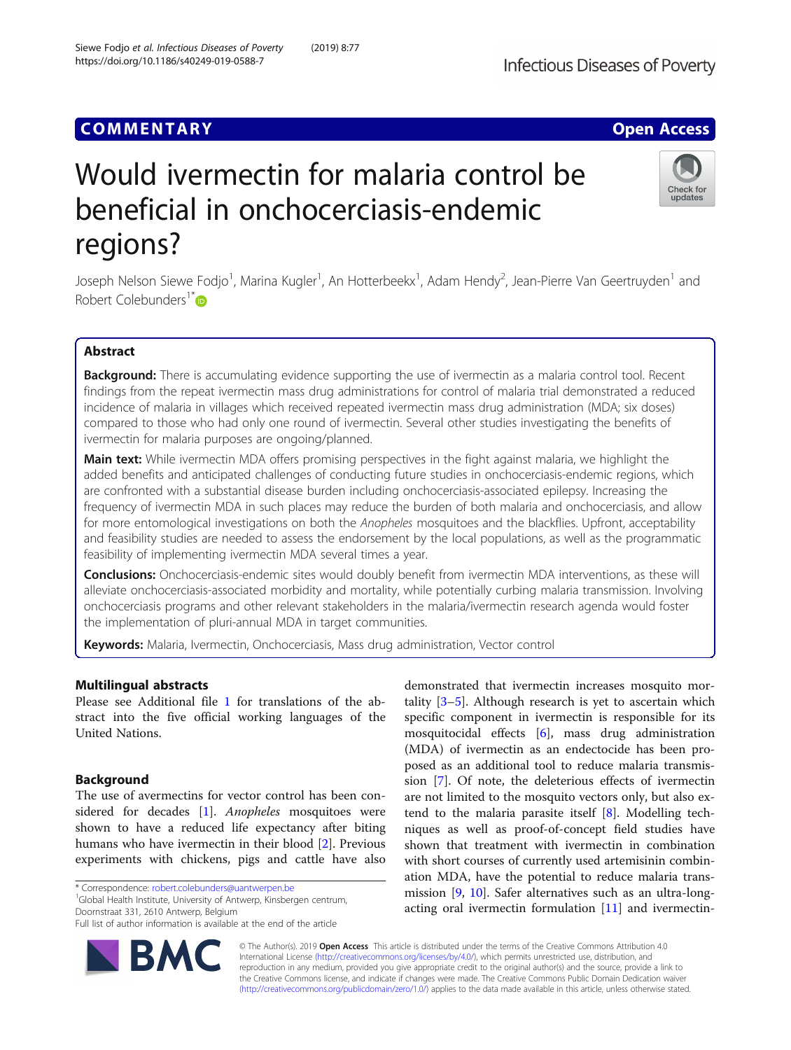COMMENTARY

Open Access

# Would ivermectin for malaria control be beneficial in onchocerciasis-endemic regions?

Joseph Nelson Siewe Fodjo[1], Marina Kugler[1], An Hotterbeekx[1], Adam Hendy[2], Jean-Pierre Van Geertruyden[1] and Robert Colebunders[1*]

## Abstract

**Background:** There is accumulating evidence supporting the use of ivermectin as a malaria control tool. Recent findings from the repeat ivermectin mass drug administrations for control of malaria trial demonstrated a reduced incidence of malaria in villages which received repeated ivermectin mass drug administration (MDA; six doses) compared to those who had only one round of ivermectin. Several other studies investigating the benefits of ivermectin for malaria purposes are ongoing/planned.

**Main text:** While ivermectin MDA offers promising perspectives in the fight against malaria, we highlight the added benefits and anticipated challenges of conducting future studies in onchocerciasis-endemic regions, which are confronted with a substantial disease burden including onchocerciasis-associated epilepsy. Increasing the frequency of ivermectin MDA in such places may reduce the burden of both malaria and onchocerciasis, and allow for more entomological investigations on both the *Anopheles* mosquitoes and the blackflies. Upfront, acceptability and feasibility studies are needed to assess the endorsement by the local populations, as well as the programmatic feasibility of implementing ivermectin MDA several times a year.

**Conclusions:** Onchocerciasis-endemic sites would doubly benefit from ivermectin MDA interventions, as these will alleviate onchocerciasis-associated morbidity and mortality, while potentially curbing malaria transmission. Involving onchocerciasis programs and other relevant stakeholders in the malaria/ivermectin research agenda would foster the implementation of pluri-annual MDA in target communities.

**Keywords:** Malaria, Ivermectin, Onchocerciasis, Mass drug administration, Vector control

## Multilingual abstracts

Please see Additional file 1 for translations of the abstract into the five official working languages of the United Nations.

## Background

The use of avermectins for vector control has been considered for decades [1]. *Anopheles* mosquitoes were shown to have a reduced life expectancy after biting humans who have ivermectin in their blood [2]. Previous experiments with chickens, pigs and cattle have also demonstrated that ivermectin increases mosquito mortality [3–5]. Although research is yet to ascertain which specific component in ivermectin is responsible for its mosquitocidal effects [6], mass drug administration (MDA) of ivermectin as an endectocide has been proposed as an additional tool to reduce malaria transmission [7]. Of note, the deleterious effects of ivermectin are not limited to the mosquito vectors only, but also extend to the malaria parasite itself [8]. Modelling techniques as well as proof-of-concept field studies have shown that treatment with ivermectin in combination with short courses of currently used artemisinin combination MDA, have the potential to reduce malaria transmission [9, 10]. Safer alternatives such as an ultra-long-acting oral ivermectin formulation [11] and ivermectin-

* Correspondence: robert.colebunders@uantwerpen.be
[1]Global Health Institute, University of Antwerp, Kinsbergen centrum, Doornstraat 331, 2610 Antwerp, Belgium
Full list of author information is available at the end of the article

© The Author(s). 2019 **Open Access** This article is distributed under the terms of the Creative Commons Attribution 4.0 International License (http://creativecommons.org/licenses/by/4.0/), which permits unrestricted use, distribution, and reproduction in any medium, provided you give appropriate credit to the original author(s) and the source, provide a link to the Creative Commons license, and indicate if changes were made. The Creative Commons Public Domain Dedication waiver (http://creativecommons.org/publicdomain/zero/1.0/) applies to the data made available in this article, unless otherwise stated.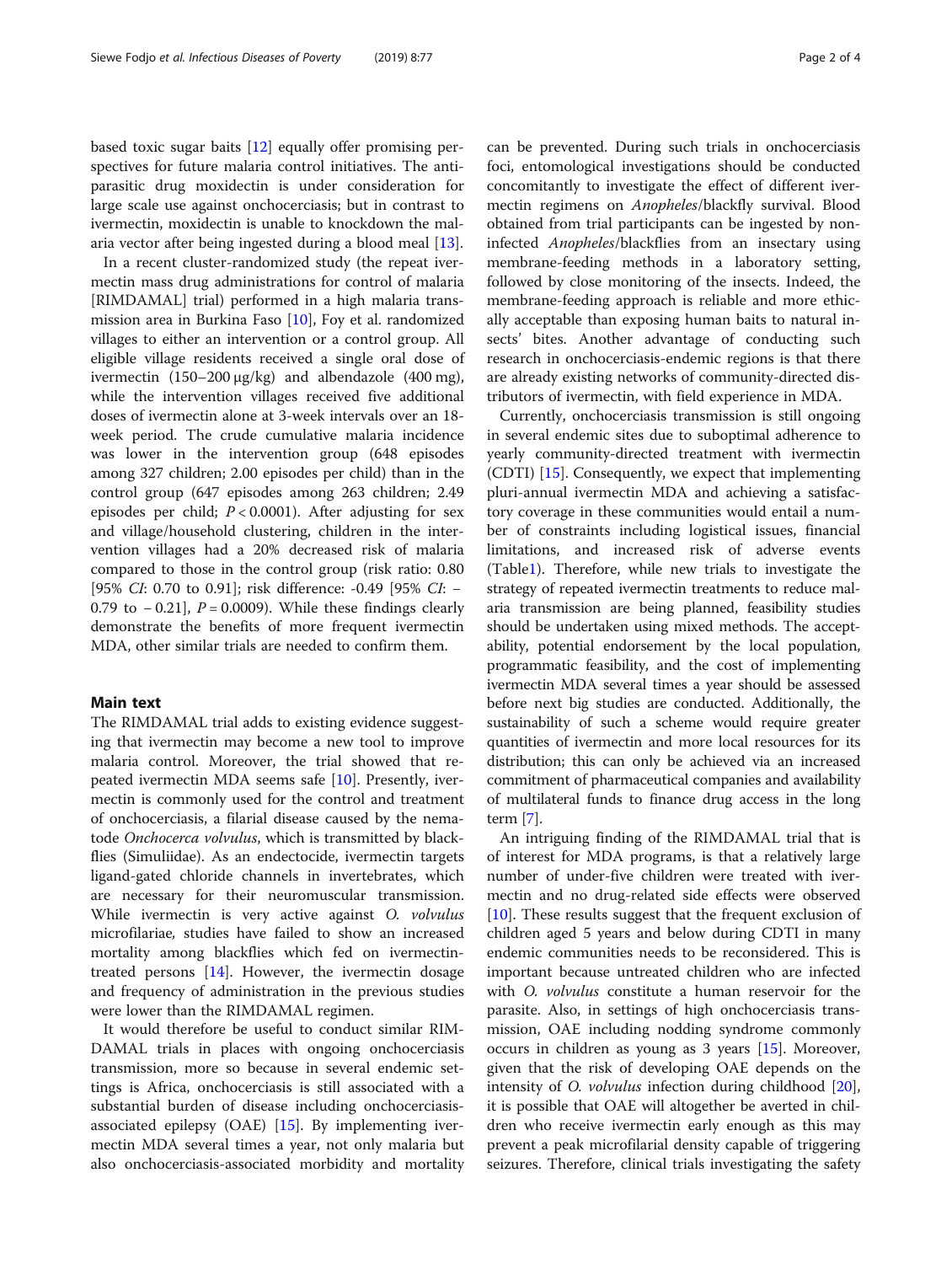based toxic sugar baits [12] equally offer promising perspectives for future malaria control initiatives. The antiparasitic drug moxidectin is under consideration for large scale use against onchocerciasis; but in contrast to ivermectin, moxidectin is unable to knockdown the malaria vector after being ingested during a blood meal [13].

In a recent cluster-randomized study (the repeat ivermectin mass drug administrations for control of malaria [RIMDAMAL] trial) performed in a high malaria transmission area in Burkina Faso [10], Foy et al. randomized villages to either an intervention or a control group. All eligible village residents received a single oral dose of ivermectin (150–200 μg/kg) and albendazole (400 mg), while the intervention villages received five additional doses of ivermectin alone at 3-week intervals over an 18-week period. The crude cumulative malaria incidence was lower in the intervention group (648 episodes among 327 children; 2.00 episodes per child) than in the control group (647 episodes among 263 children; 2.49 episodes per child; $P < 0.0001$). After adjusting for sex and village/household clustering, children in the intervention villages had a 20% decreased risk of malaria compared to those in the control group (risk ratio: 0.80 [95% *CI*: 0.70 to 0.91]; risk difference: -0.49 [95% *CI*: −0.79 to −0.21], $P = 0.0009$). While these findings clearly demonstrate the benefits of more frequent ivermectin MDA, other similar trials are needed to confirm them.

## Main text

The RIMDAMAL trial adds to existing evidence suggesting that ivermectin may become a new tool to improve malaria control. Moreover, the trial showed that repeated ivermectin MDA seems safe [10]. Presently, ivermectin is commonly used for the control and treatment of onchocerciasis, a filarial disease caused by the nematode *Onchocerca volvulus*, which is transmitted by blackflies (Simuliidae). As an endectocide, ivermectin targets ligand-gated chloride channels in invertebrates, which are necessary for their neuromuscular transmission. While ivermectin is very active against *O. volvulus* microfilariae, studies have failed to show an increased mortality among blackflies which fed on ivermectin-treated persons [14]. However, the ivermectin dosage and frequency of administration in the previous studies were lower than the RIMDAMAL regimen.

It would therefore be useful to conduct similar RIMDAMAL trials in places with ongoing onchocerciasis transmission, more so because in several endemic settings is Africa, onchocerciasis is still associated with a substantial burden of disease including onchocerciasis-associated epilepsy (OAE) [15]. By implementing ivermectin MDA several times a year, not only malaria but also onchocerciasis-associated morbidity and mortality can be prevented. During such trials in onchocerciasis foci, entomological investigations should be conducted concomitantly to investigate the effect of different ivermectin regimens on *Anopheles*/blackfly survival. Blood obtained from trial participants can be ingested by non-infected *Anopheles*/blackflies from an insectary using membrane-feeding methods in a laboratory setting, followed by close monitoring of the insects. Indeed, the membrane-feeding approach is reliable and more ethically acceptable than exposing human baits to natural insects' bites. Another advantage of conducting such research in onchocerciasis-endemic regions is that there are already existing networks of community-directed distributors of ivermectin, with field experience in MDA.

Currently, onchocerciasis transmission is still ongoing in several endemic sites due to suboptimal adherence to yearly community-directed treatment with ivermectin (CDTI) [15]. Consequently, we expect that implementing pluri-annual ivermectin MDA and achieving a satisfactory coverage in these communities would entail a number of constraints including logistical issues, financial limitations, and increased risk of adverse events (Table1). Therefore, while new trials to investigate the strategy of repeated ivermectin treatments to reduce malaria transmission are being planned, feasibility studies should be undertaken using mixed methods. The acceptability, potential endorsement by the local population, programmatic feasibility, and the cost of implementing ivermectin MDA several times a year should be assessed before next big studies are conducted. Additionally, the sustainability of such a scheme would require greater quantities of ivermectin and more local resources for its distribution; this can only be achieved via an increased commitment of pharmaceutical companies and availability of multilateral funds to finance drug access in the long term [7].

An intriguing finding of the RIMDAMAL trial that is of interest for MDA programs, is that a relatively large number of under-five children were treated with ivermectin and no drug-related side effects were observed [10]. These results suggest that the frequent exclusion of children aged 5 years and below during CDTI in many endemic communities needs to be reconsidered. This is important because untreated children who are infected with *O. volvulus* constitute a human reservoir for the parasite. Also, in settings of high onchocerciasis transmission, OAE including nodding syndrome commonly occurs in children as young as 3 years [15]. Moreover, given that the risk of developing OAE depends on the intensity of *O. volvulus* infection during childhood [20], it is possible that OAE will altogether be averted in children who receive ivermectin early enough as this may prevent a peak microfilarial density capable of triggering seizures. Therefore, clinical trials investigating the safety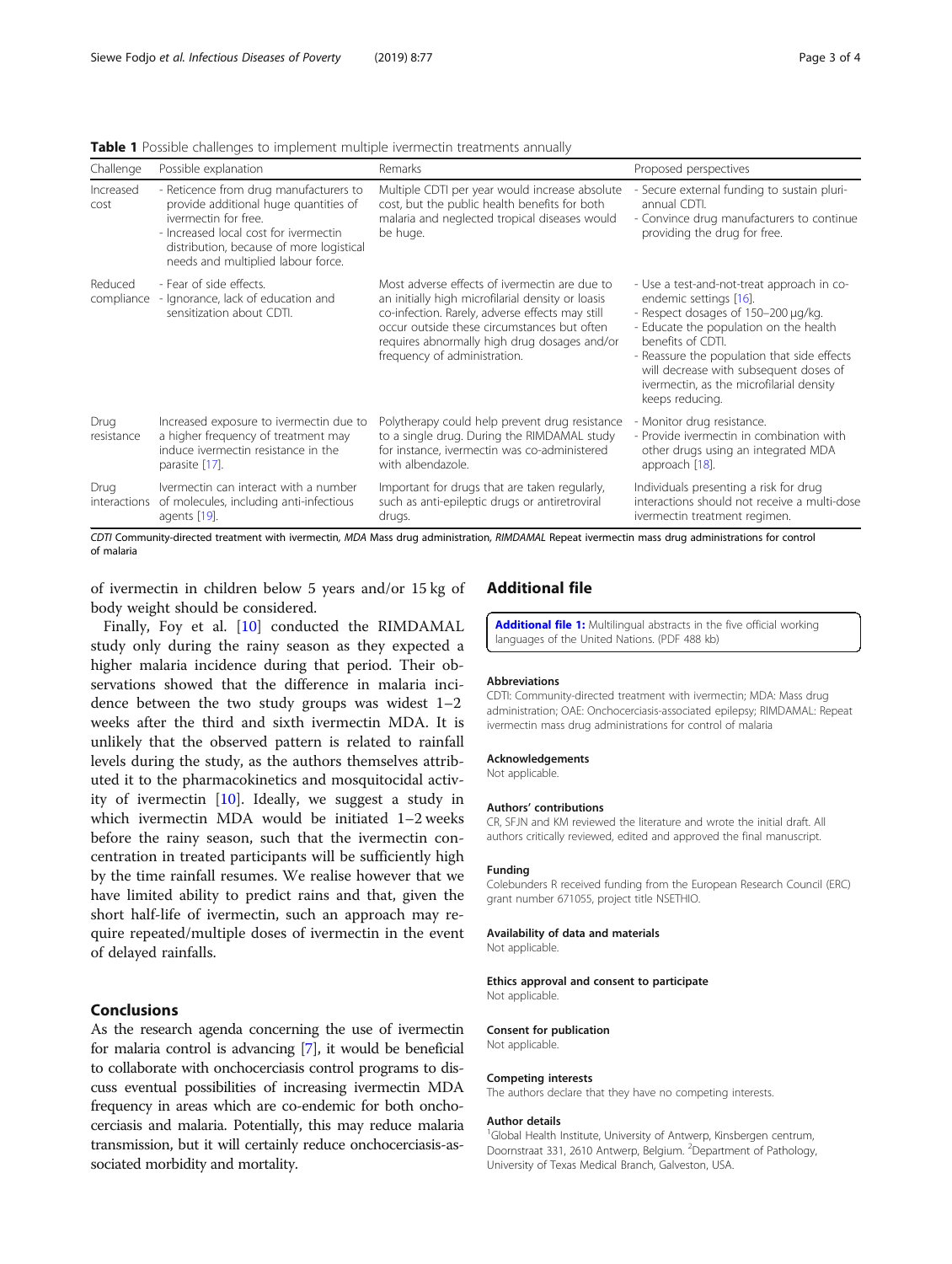**Table 1** Possible challenges to implement multiple ivermectin treatments annually

| Challenge | Possible explanation | Remarks | Proposed perspectives |
| --- | --- | --- | --- |
| Increased cost | - Reticence from drug manufacturers to provide additional huge quantities of ivermectin for free.<br>- Increased local cost for ivermectin distribution, because of more logistical needs and multiplied labour force. | Multiple CDTI per year would increase absolute cost, but the public health benefits for both malaria and neglected tropical diseases would be huge. | - Secure external funding to sustain pluri-annual CDTI.<br>- Convince drug manufacturers to continue providing the drug for free. |
| Reduced compliance | - Fear of side effects.<br>- Ignorance, lack of education and sensitization about CDTI. | Most adverse effects of ivermectin are due to an initially high microfilarial density or loasis co-infection. Rarely, adverse effects may still occur outside these circumstances but often requires abnormally high drug dosages and/or frequency of administration. | - Use a test-and-not-treat approach in co-endemic settings [16].<br>- Respect dosages of 150–200 μg/kg.<br>- Educate the population on the health benefits of CDTI.<br>- Reassure the population that side effects will decrease with subsequent doses of ivermectin, as the microfilarial density keeps reducing. |
| Drug resistance | Increased exposure to ivermectin due to a higher frequency of treatment may induce ivermectin resistance in the parasite [17]. | Polytherapy could help prevent drug resistance to a single drug. During the RIMDAMAL study for instance, ivermectin was co-administered with albendazole. | - Monitor drug resistance.<br>- Provide ivermectin in combination with other drugs using an integrated MDA approach [18]. |
| Drug interactions | Ivermectin can interact with a number of molecules, including anti-infectious agents [19]. | Important for drugs that are taken regularly, such as anti-epileptic drugs or antiretroviral drugs. | Individuals presenting a risk for drug interactions should not receive a multi-dose ivermectin treatment regimen. |

*CDTI* Community-directed treatment with ivermectin, *MDA* Mass drug administration, *RIMDAMAL* Repeat ivermectin mass drug administrations for control of malaria

of ivermectin in children below 5 years and/or 15 kg of body weight should be considered.

Finally, Foy et al. [10] conducted the RIMDAMAL study only during the rainy season as they expected a higher malaria incidence during that period. Their observations showed that the difference in malaria incidence between the two study groups was widest 1–2 weeks after the third and sixth ivermectin MDA. It is unlikely that the observed pattern is related to rainfall levels during the study, as the authors themselves attributed it to the pharmacokinetics and mosquitocidal activity of ivermectin [10]. Ideally, we suggest a study in which ivermectin MDA would be initiated 1–2 weeks before the rainy season, such that the ivermectin concentration in treated participants will be sufficiently high by the time rainfall resumes. We realise however that we have limited ability to predict rains and that, given the short half-life of ivermectin, such an approach may require repeated/multiple doses of ivermectin in the event of delayed rainfalls.

## Conclusions

As the research agenda concerning the use of ivermectin for malaria control is advancing [7], it would be beneficial to collaborate with onchocerciasis control programs to discuss eventual possibilities of increasing ivermectin MDA frequency in areas which are co-endemic for both onchocerciasis and malaria. Potentially, this may reduce malaria transmission, but it will certainly reduce onchocerciasis-associated morbidity and mortality.

## Additional file

**Additional file 1:** Multilingual abstracts in the five official working languages of the United Nations. (PDF 488 kb)

#### Abbreviations

CDTI: Community-directed treatment with ivermectin; MDA: Mass drug administration; OAE: Onchocerciasis-associated epilepsy; RIMDAMAL: Repeat ivermectin mass drug administrations for control of malaria

#### Acknowledgements

Not applicable.

#### Authors' contributions

CR, SFJN and KM reviewed the literature and wrote the initial draft. All authors critically reviewed, edited and approved the final manuscript.

#### Funding

Colebunders R received funding from the European Research Council (ERC) grant number 671055, project title NSETHIO.

#### Availability of data and materials

Not applicable.

#### Ethics approval and consent to participate

Not applicable.

#### Consent for publication

Not applicable.

#### Competing interests

The authors declare that they have no competing interests.

#### Author details

[1]Global Health Institute, University of Antwerp, Kinsbergen centrum, Doornstraat 331, 2610 Antwerp, Belgium. [2]Department of Pathology, University of Texas Medical Branch, Galveston, USA.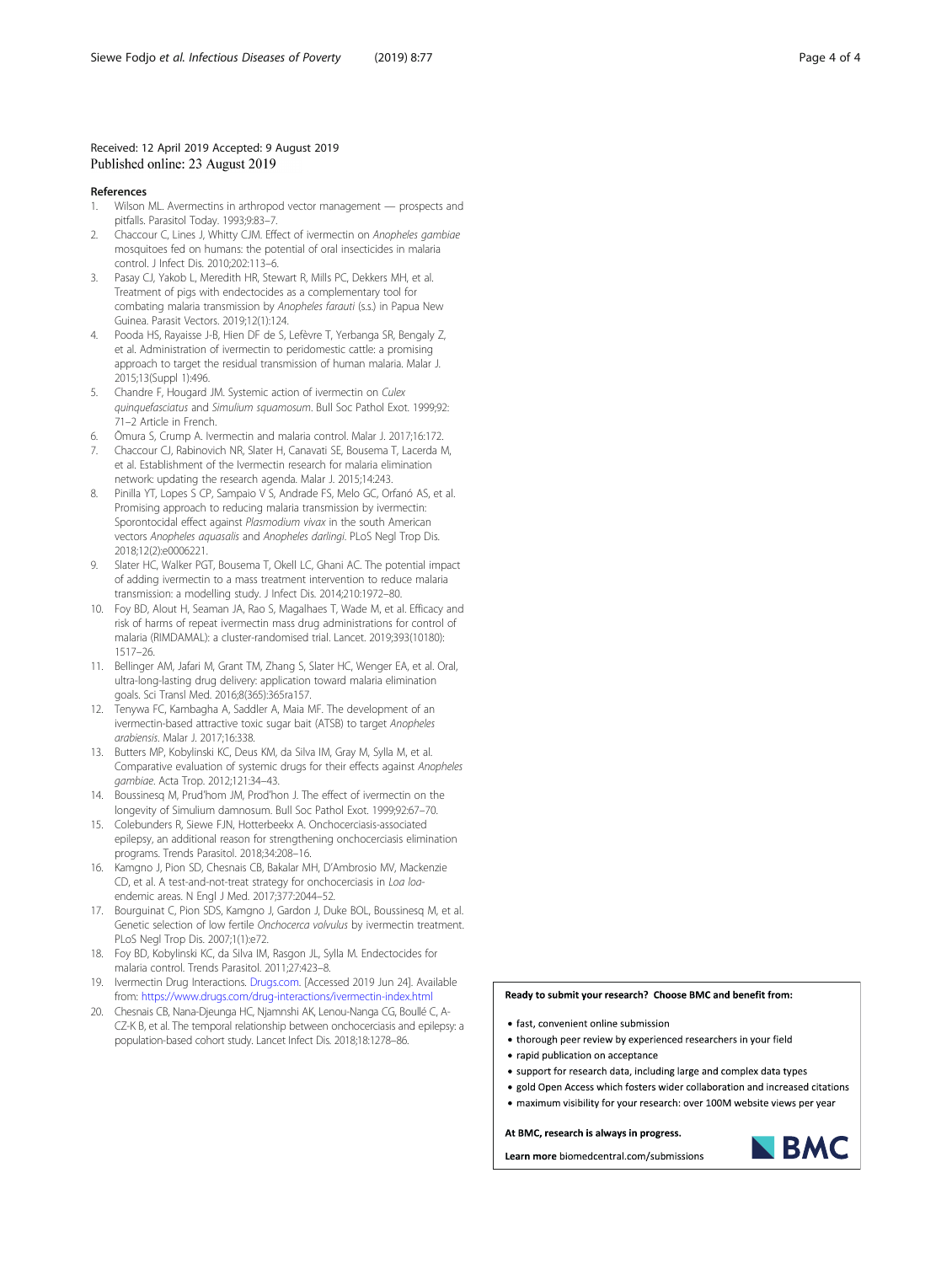Received: 12 April 2019 Accepted: 9 August 2019
Published online: 23 August 2019

## References

1. Wilson ML. Avermectins in arthropod vector management — prospects and pitfalls. Parasitol Today. 1993;9:83–7.
2. Chaccour C, Lines J, Whitty CJM. Effect of ivermectin on *Anopheles gambiae* mosquitoes fed on humans: the potential of oral insecticides in malaria control. J Infect Dis. 2010;202:113–6.
3. Pasay CJ, Yakob L, Meredith HR, Stewart R, Mills PC, Dekkers MH, et al. Treatment of pigs with endectocides as a complementary tool for combating malaria transmission by *Anopheles farauti* (s.s.) in Papua New Guinea. Parasit Vectors. 2019;12(1):124.
4. Pooda HS, Rayaisse J-B, Hien DF de S, Lefèvre T, Yerbanga SR, Bengaly Z, et al. Administration of ivermectin to peridomestic cattle: a promising approach to target the residual transmission of human malaria. Malar J. 2015;13(Suppl 1):496.
5. Chandre F, Hougard JM. Systemic action of ivermectin on *Culex quinquefasciatus* and *Simulium squamosum*. Bull Soc Pathol Exot. 1999;92:71–2 Article in French.
6. Ōmura S, Crump A. Ivermectin and malaria control. Malar J. 2017;16:172.
7. Chaccour CJ, Rabinovich NR, Slater H, Canavati SE, Bousema T, Lacerda M, et al. Establishment of the Ivermectin research for malaria elimination network: updating the research agenda. Malar J. 2015;14:243.
8. Pinilla YT, Lopes S CP, Sampaio V S, Andrade FS, Melo GC, Orfanó AS, et al. Promising approach to reducing malaria transmission by ivermectin: Sporontocidal effect against *Plasmodium vivax* in the south American vectors *Anopheles aquasalis* and *Anopheles darlingi*. PLoS Negl Trop Dis. 2018;12(2):e0006221.
9. Slater HC, Walker PGT, Bousema T, Okell LC, Ghani AC. The potential impact of adding ivermectin to a mass treatment intervention to reduce malaria transmission: a modelling study. J Infect Dis. 2014;210:1972–80.
10. Foy BD, Alout H, Seaman JA, Rao S, Magalhaes T, Wade M, et al. Efficacy and risk of harms of repeat ivermectin mass drug administrations for control of malaria (RIMDAMAL): a cluster-randomised trial. Lancet. 2019;393(10180):1517–26.
11. Bellinger AM, Jafari M, Grant TM, Zhang S, Slater HC, Wenger EA, et al. Oral, ultra-long-lasting drug delivery: application toward malaria elimination goals. Sci Transl Med. 2016;8(365):365ra157.
12. Tenywa FC, Kambagha A, Saddler A, Maia MF. The development of an ivermectin-based attractive toxic sugar bait (ATSB) to target *Anopheles arabiensis*. Malar J. 2017;16:338.
13. Butters MP, Kobylinski KC, Deus KM, da Silva IM, Gray M, Sylla M, et al. Comparative evaluation of systemic drugs for their effects against *Anopheles gambiae*. Acta Trop. 2012;121:34–43.
14. Boussinesq M, Prud'hom JM, Prod'hon J. The effect of ivermectin on the longevity of Simulium damnosum. Bull Soc Pathol Exot. 1999;92:67–70.
15. Colebunders R, Siewe FJN, Hotterbeekx A. Onchocerciasis-associated epilepsy, an additional reason for strengthening onchocerciasis elimination programs. Trends Parasitol. 2018;34:208–16.
16. Kamgno J, Pion SD, Chesnais CB, Bakalar MH, D'Ambrosio MV, Mackenzie CD, et al. A test-and-not-treat strategy for onchocerciasis in *Loa loa*-endemic areas. N Engl J Med. 2017;377:2044–52.
17. Bourguinat C, Pion SDS, Kamgno J, Gardon J, Duke BOL, Boussinesq M, et al. Genetic selection of low fertile *Onchocerca volvulus* by ivermectin treatment. PLoS Negl Trop Dis. 2007;1(1):e72.
18. Foy BD, Kobylinski KC, da Silva IM, Rasgon JL, Sylla M. Endectocides for malaria control. Trends Parasitol. 2011;27:423–8.
19. Ivermectin Drug Interactions. Drugs.com. [Accessed 2019 Jun 24]. Available from: https://www.drugs.com/drug-interactions/ivermectin-index.html
20. Chesnais CB, Nana-Djeunga HC, Njamnshi AK, Lenou-Nanga CG, Boullé C, A-CZ-K B, et al. The temporal relationship between onchocerciasis and epilepsy: a population-based cohort study. Lancet Infect Dis. 2018;18:1278–86.

**Ready to submit your research? Choose BMC and benefit from:**

- fast, convenient online submission
- thorough peer review by experienced researchers in your field
- rapid publication on acceptance
- support for research data, including large and complex data types
- gold Open Access which fosters wider collaboration and increased citations
- maximum visibility for your research: over 100M website views per year

**At BMC, research is always in progress.**

**Learn more** biomedcentral.com/submissions